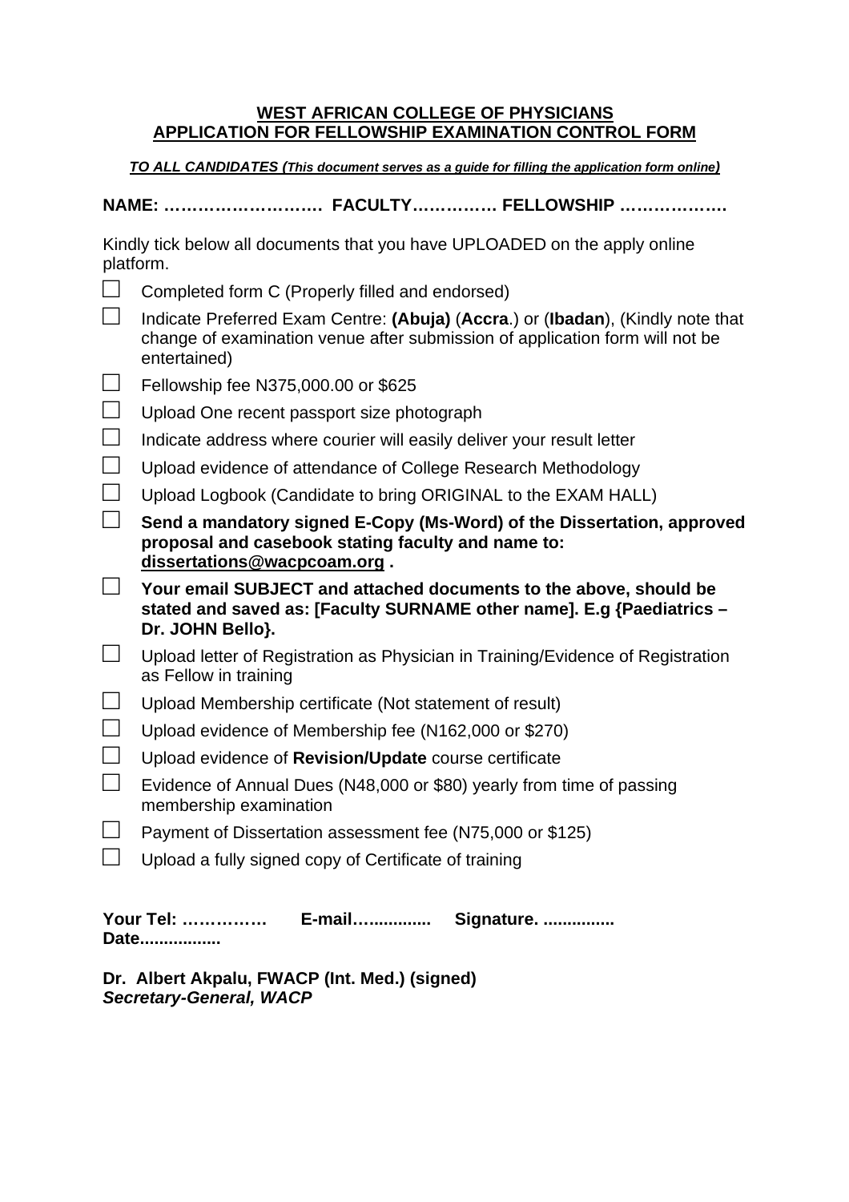**WEST AFRICAN COLLEGE OF PHYSICIANS**
**APPLICATION FOR FELLOWSHIP EXAMINATION CONTROL FORM**

***TO ALL CANDIDATES (This document serves as a guide for filling the application form online)***

**NAME: ………………………. FACULTY…………… FELLOWSHIP ……………….**

Kindly tick below all documents that you have UPLOADED on the apply online platform.

- ☐ Completed form C (Properly filled and endorsed)
- ☐ Indicate Preferred Exam Centre: **(Abuja)** (**Accra**.) or (**Ibadan**), (Kindly note that change of examination venue after submission of application form will not be entertained)
- ☐ Fellowship fee N375,000.00 or $625
- ☐ Upload One recent passport size photograph
- ☐ Indicate address where courier will easily deliver your result letter
- ☐ Upload evidence of attendance of College Research Methodology
- ☐ Upload Logbook (Candidate to bring ORIGINAL to the EXAM HALL)
- ☐ **Send a mandatory signed E-Copy (Ms-Word) of the Dissertation, approved proposal and casebook stating faculty and name to: dissertations@wacpcoam.org .**
- ☐ **Your email SUBJECT and attached documents to the above, should be stated and saved as: [Faculty SURNAME other name]. E.g {Paediatrics – Dr. JOHN Bello}.**
- ☐ Upload letter of Registration as Physician in Training/Evidence of Registration as Fellow in training
- ☐ Upload Membership certificate (Not statement of result)
- ☐ Upload evidence of Membership fee (N162,000 or $270)
- ☐ Upload evidence of **Revision/Update** course certificate
- ☐ Evidence of Annual Dues (N48,000 or $80) yearly from time of passing membership examination
- ☐ Payment of Dissertation assessment fee (N75,000 or $125)
- ☐ Upload a fully signed copy of Certificate of training

**Your Tel: …………… E-mail…............ Signature. ............... Date.................**

**Dr. Albert Akpalu, FWACP (Int. Med.) (signed)**
***Secretary-General, WACP***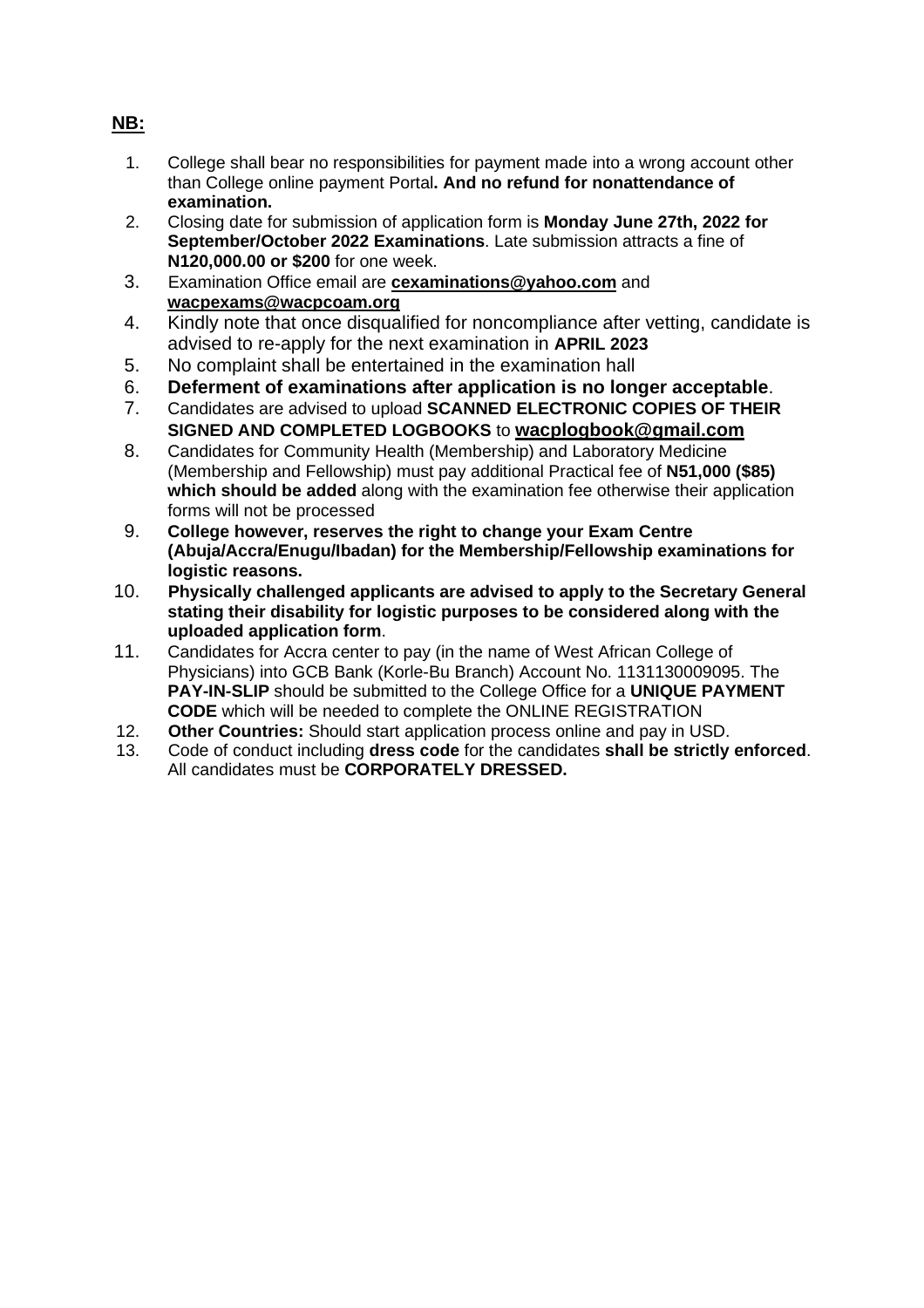**NB:**

1. College shall bear no responsibilities for payment made into a wrong account other than College online payment Portal**. And no refund for nonattendance of examination.**
2. Closing date for submission of application form is **Monday June 27th, 2022 for September/October 2022 Examinations**. Late submission attracts a fine of **N120,000.00 or $200** for one week.
3. Examination Office email are **cexaminations@yahoo.com** and **wacpexams@wacpcoam.org**
4. Kindly note that once disqualified for noncompliance after vetting, candidate is advised to re-apply for the next examination in **APRIL 2023**
5. No complaint shall be entertained in the examination hall
6. **Deferment of examinations after application is no longer acceptable**.
7. Candidates are advised to upload **SCANNED ELECTRONIC COPIES OF THEIR SIGNED AND COMPLETED LOGBOOKS** to **wacplogbook@gmail.com**
8. Candidates for Community Health (Membership) and Laboratory Medicine (Membership and Fellowship) must pay additional Practical fee of **N51,000 ($85) which should be added** along with the examination fee otherwise their application forms will not be processed
9. **College however, reserves the right to change your Exam Centre (Abuja/Accra/Enugu/Ibadan) for the Membership/Fellowship examinations for logistic reasons.**
10. **Physically challenged applicants are advised to apply to the Secretary General stating their disability for logistic purposes to be considered along with the uploaded application form**.
11. Candidates for Accra center to pay (in the name of West African College of Physicians) into GCB Bank (Korle-Bu Branch) Account No. 1131130009095. The **PAY-IN-SLIP** should be submitted to the College Office for a **UNIQUE PAYMENT CODE** which will be needed to complete the ONLINE REGISTRATION
12. **Other Countries:** Should start application process online and pay in USD.
13. Code of conduct including **dress code** for the candidates **shall be strictly enforced**. All candidates must be **CORPORATELY DRESSED.**